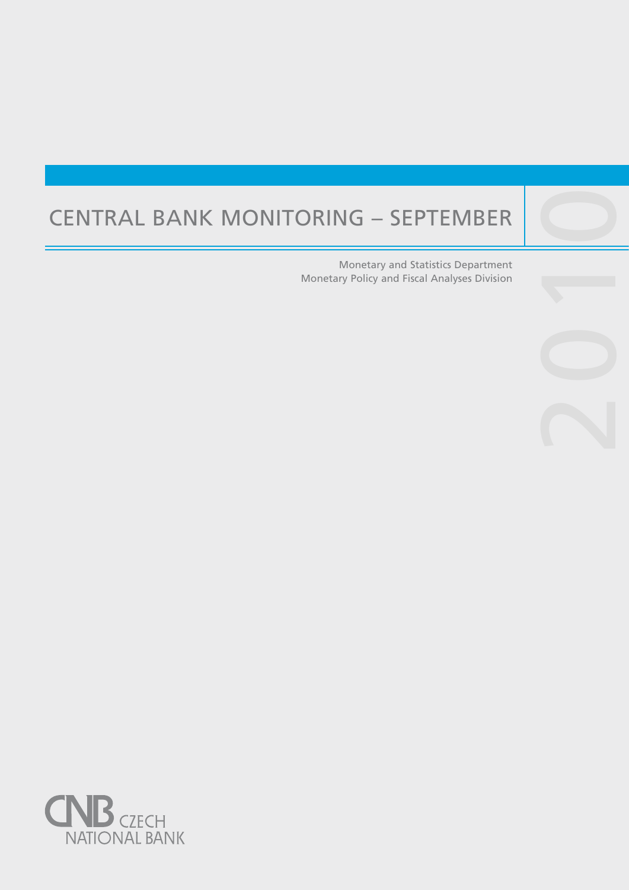# CENTRAL BANK MONITORING – SEPTEMBER

2010

Monetary and Statistics Department
Monetary Policy and Fiscal Analyses Division

CNB CZECH NATIONAL BANK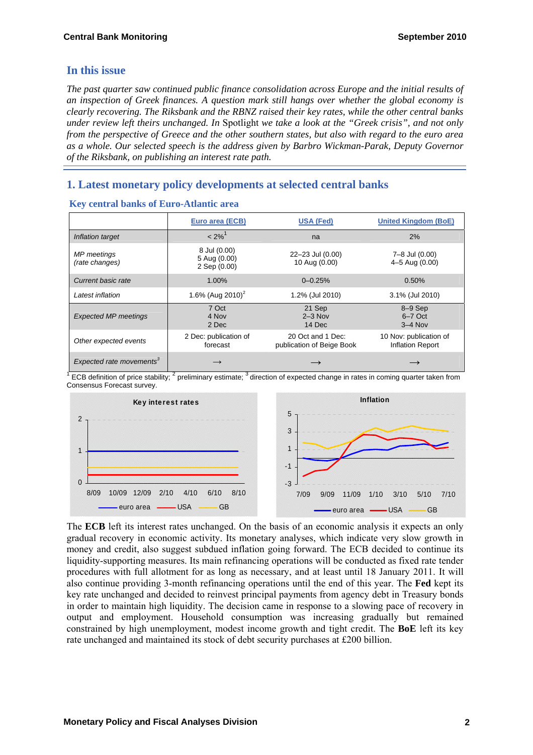## In this issue

*The past quarter saw continued public finance consolidation across Europe and the initial results of an inspection of Greek finances. A question mark still hangs over whether the global economy is clearly recovering. The Riksbank and the RBNZ raised their key rates, while the other central banks under review left theirs unchanged. In* Spotlight *we take a look at the "Greek crisis", and not only from the perspective of Greece and the other southern states, but also with regard to the euro area as a whole. Our selected speech is the address given by Barbro Wickman-Parak, Deputy Governor of the Riksbank, on publishing an interest rate path.*

## 1. Latest monetary policy developments at selected central banks

### Key central banks of Euro-Atlantic area

| | Euro area (ECB) | USA (Fed) | United Kingdom (BoE) |
|---|---|---|---|
| *Inflation target* | < 2%[1] | na | 2% |
| *MP meetings (rate changes)* | 8 Jul (0.00)<br>5 Aug (0.00)<br>2 Sep (0.00) | 22–23 Jul (0.00)<br>10 Aug (0.00) | 7–8 Jul (0.00)<br>4–5 Aug (0.00) |
| *Current basic rate* | 1.00% | 0–0.25% | 0.50% |
| *Latest inflation* | 1.6% (Aug 2010)[2] | 1.2% (Jul 2010) | 3.1% (Jul 2010) |
| *Expected MP meetings* | 7 Oct<br>4 Nov<br>2 Dec | 21 Sep<br>2–3 Nov<br>14 Dec | 8–9 Sep<br>6–7 Oct<br>3–4 Nov |
| *Other expected events* | 2 Dec: publication of forecast | 20 Oct and 1 Dec: publication of Beige Book | 10 Nov: publication of Inflation Report |
| *Expected rate movements*[3] | → | → | → |

[1] ECB definition of price stability; [2] preliminary estimate; [3] direction of expected change in rates in coming quarter taken from Consensus Forecast survey.

The **ECB** left its interest rates unchanged. On the basis of an economic analysis it expects an only gradual recovery in economic activity. Its monetary analyses, which indicate very slow growth in money and credit, also suggest subdued inflation going forward. The ECB decided to continue its liquidity-supporting measures. Its main refinancing operations will be conducted as fixed rate tender procedures with full allotment for as long as necessary, and at least until 18 January 2011. It will also continue providing 3-month refinancing operations until the end of this year. The **Fed** kept its key rate unchanged and decided to reinvest principal payments from agency debt in Treasury bonds in order to maintain high liquidity. The decision came in response to a slowing pace of recovery in output and employment. Household consumption was increasing gradually but remained constrained by high unemployment, modest income growth and tight credit. The **BoE** left its key rate unchanged and maintained its stock of debt security purchases at £200 billion.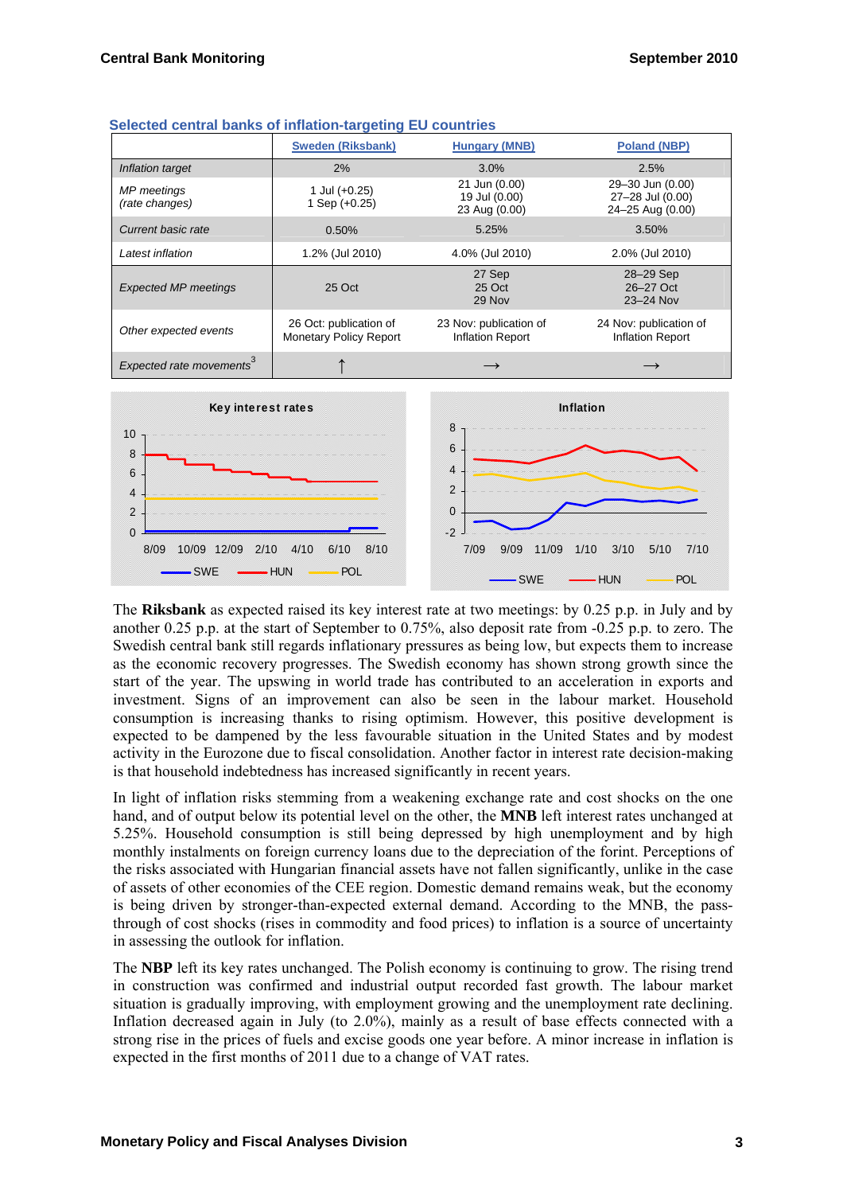### Selected central banks of inflation-targeting EU countries

| | Sweden (Riksbank) | Hungary (MNB) | Poland (NBP) |
|---|---|---|---|
| *Inflation target* | 2% | 3.0% | 2.5% |
| *MP meetings (rate changes)* | 1 Jul (+0.25)<br>1 Sep (+0.25) | 21 Jun (0.00)<br>19 Jul (0.00)<br>23 Aug (0.00) | 29–30 Jun (0.00)<br>27–28 Jul (0.00)<br>24–25 Aug (0.00) |
| *Current basic rate* | 0.50% | 5.25% | 3.50% |
| *Latest inflation* | 1.2% (Jul 2010) | 4.0% (Jul 2010) | 2.0% (Jul 2010) |
| *Expected MP meetings* | 25 Oct | 27 Sep<br>25 Oct<br>29 Nov | 28–29 Sep<br>26–27 Oct<br>23–24 Nov |
| *Other expected events* | 26 Oct: publication of Monetary Policy Report | 23 Nov: publication of Inflation Report | 24 Nov: publication of Inflation Report |
| *Expected rate movements*[3] | ↑ | → | → |

The **Riksbank** as expected raised its key interest rate at two meetings: by 0.25 p.p. in July and by another 0.25 p.p. at the start of September to 0.75%, also deposit rate from -0.25 p.p. to zero. The Swedish central bank still regards inflationary pressures as being low, but expects them to increase as the economic recovery progresses. The Swedish economy has shown strong growth since the start of the year. The upswing in world trade has contributed to an acceleration in exports and investment. Signs of an improvement can also be seen in the labour market. Household consumption is increasing thanks to rising optimism. However, this positive development is expected to be dampened by the less favourable situation in the United States and by modest activity in the Eurozone due to fiscal consolidation. Another factor in interest rate decision-making is that household indebtedness has increased significantly in recent years.

In light of inflation risks stemming from a weakening exchange rate and cost shocks on the one hand, and of output below its potential level on the other, the **MNB** left interest rates unchanged at 5.25%. Household consumption is still being depressed by high unemployment and by high monthly instalments on foreign currency loans due to the depreciation of the forint. Perceptions of the risks associated with Hungarian financial assets have not fallen significantly, unlike in the case of assets of other economies of the CEE region. Domestic demand remains weak, but the economy is being driven by stronger-than-expected external demand. According to the MNB, the pass-through of cost shocks (rises in commodity and food prices) to inflation is a source of uncertainty in assessing the outlook for inflation.

The **NBP** left its key rates unchanged. The Polish economy is continuing to grow. The rising trend in construction was confirmed and industrial output recorded fast growth. The labour market situation is gradually improving, with employment growing and the unemployment rate declining. Inflation decreased again in July (to 2.0%), mainly as a result of base effects connected with a strong rise in the prices of fuels and excise goods one year before. A minor increase in inflation is expected in the first months of 2011 due to a change of VAT rates.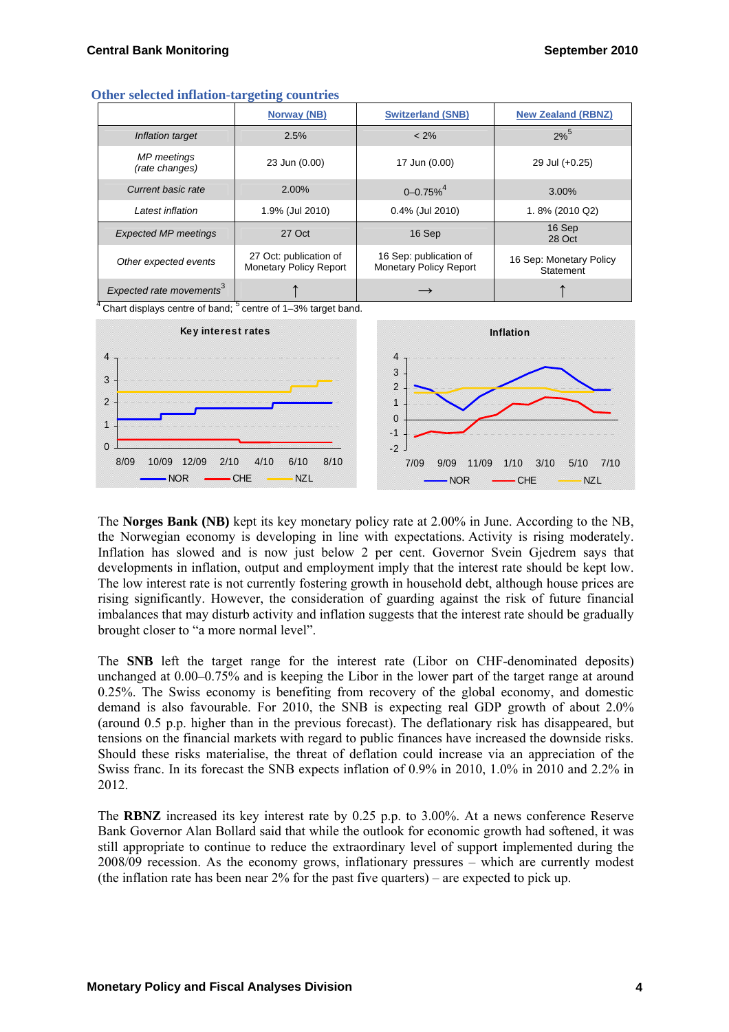### Other selected inflation-targeting countries

| | Norway (NB) | Switzerland (SNB) | New Zealand (RBNZ) |
|---|---|---|---|
| *Inflation target* | 2.5% | < 2% | 2%[5] |
| *MP meetings (rate changes)* | 23 Jun (0.00) | 17 Jun (0.00) | 29 Jul (+0.25) |
| *Current basic rate* | 2.00% | 0–0.75%[4] | 3.00% |
| *Latest inflation* | 1.9% (Jul 2010) | 0.4% (Jul 2010) | 1. 8% (2010 Q2) |
| *Expected MP meetings* | 27 Oct | 16 Sep | 16 Sep 28 Oct |
| *Other expected events* | 27 Oct: publication of Monetary Policy Report | 16 Sep: publication of Monetary Policy Report | 16 Sep: Monetary Policy Statement |
| *Expected rate movements*[3] | ↑ | → | ↑ |

[4] Chart displays centre of band; [5] centre of 1–3% target band.

The **Norges Bank (NB)** kept its key monetary policy rate at 2.00% in June. According to the NB, the Norwegian economy is developing in line with expectations. Activity is rising moderately. Inflation has slowed and is now just below 2 per cent. Governor Svein Gjedrem says that developments in inflation, output and employment imply that the interest rate should be kept low. The low interest rate is not currently fostering growth in household debt, although house prices are rising significantly. However, the consideration of guarding against the risk of future financial imbalances that may disturb activity and inflation suggests that the interest rate should be gradually brought closer to "a more normal level".

The **SNB** left the target range for the interest rate (Libor on CHF-denominated deposits) unchanged at 0.00–0.75% and is keeping the Libor in the lower part of the target range at around 0.25%. The Swiss economy is benefiting from recovery of the global economy, and domestic demand is also favourable. For 2010, the SNB is expecting real GDP growth of about 2.0% (around 0.5 p.p. higher than in the previous forecast). The deflationary risk has disappeared, but tensions on the financial markets with regard to public finances have increased the downside risks. Should these risks materialise, the threat of deflation could increase via an appreciation of the Swiss franc. In its forecast the SNB expects inflation of 0.9% in 2010, 1.0% in 2010 and 2.2% in 2012.

The **RBNZ** increased its key interest rate by 0.25 p.p. to 3.00%. At a news conference Reserve Bank Governor Alan Bollard said that while the outlook for economic growth had softened, it was still appropriate to continue to reduce the extraordinary level of support implemented during the 2008/09 recession. As the economy grows, inflationary pressures – which are currently modest (the inflation rate has been near 2% for the past five quarters) – are expected to pick up.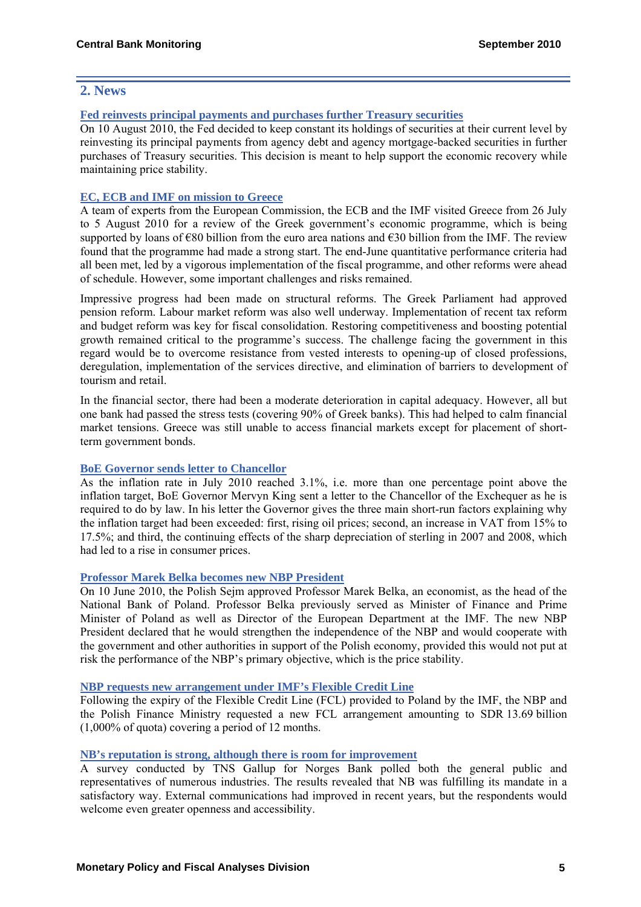## 2. News

### Fed reinvests principal payments and purchases further Treasury securities

On 10 August 2010, the Fed decided to keep constant its holdings of securities at their current level by reinvesting its principal payments from agency debt and agency mortgage-backed securities in further purchases of Treasury securities. This decision is meant to help support the economic recovery while maintaining price stability.

### EC, ECB and IMF on mission to Greece

A team of experts from the European Commission, the ECB and the IMF visited Greece from 26 July to 5 August 2010 for a review of the Greek government's economic programme, which is being supported by loans of €80 billion from the euro area nations and €30 billion from the IMF. The review found that the programme had made a strong start. The end-June quantitative performance criteria had all been met, led by a vigorous implementation of the fiscal programme, and other reforms were ahead of schedule. However, some important challenges and risks remained.

Impressive progress had been made on structural reforms. The Greek Parliament had approved pension reform. Labour market reform was also well underway. Implementation of recent tax reform and budget reform was key for fiscal consolidation. Restoring competitiveness and boosting potential growth remained critical to the programme's success. The challenge facing the government in this regard would be to overcome resistance from vested interests to opening-up of closed professions, deregulation, implementation of the services directive, and elimination of barriers to development of tourism and retail.

In the financial sector, there had been a moderate deterioration in capital adequacy. However, all but one bank had passed the stress tests (covering 90% of Greek banks). This had helped to calm financial market tensions. Greece was still unable to access financial markets except for placement of short-term government bonds.

### BoE Governor sends letter to Chancellor

As the inflation rate in July 2010 reached 3.1%, i.e. more than one percentage point above the inflation target, BoE Governor Mervyn King sent a letter to the Chancellor of the Exchequer as he is required to do by law. In his letter the Governor gives the three main short-run factors explaining why the inflation target had been exceeded: first, rising oil prices; second, an increase in VAT from 15% to 17.5%; and third, the continuing effects of the sharp depreciation of sterling in 2007 and 2008, which had led to a rise in consumer prices.

### Professor Marek Belka becomes new NBP President

On 10 June 2010, the Polish Sejm approved Professor Marek Belka, an economist, as the head of the National Bank of Poland. Professor Belka previously served as Minister of Finance and Prime Minister of Poland as well as Director of the European Department at the IMF. The new NBP President declared that he would strengthen the independence of the NBP and would cooperate with the government and other authorities in support of the Polish economy, provided this would not put at risk the performance of the NBP's primary objective, which is the price stability.

### NBP requests new arrangement under IMF's Flexible Credit Line

Following the expiry of the Flexible Credit Line (FCL) provided to Poland by the IMF, the NBP and the Polish Finance Ministry requested a new FCL arrangement amounting to SDR 13.69 billion (1,000% of quota) covering a period of 12 months.

### NB's reputation is strong, although there is room for improvement

A survey conducted by TNS Gallup for Norges Bank polled both the general public and representatives of numerous industries. The results revealed that NB was fulfilling its mandate in a satisfactory way. External communications had improved in recent years, but the respondents would welcome even greater openness and accessibility.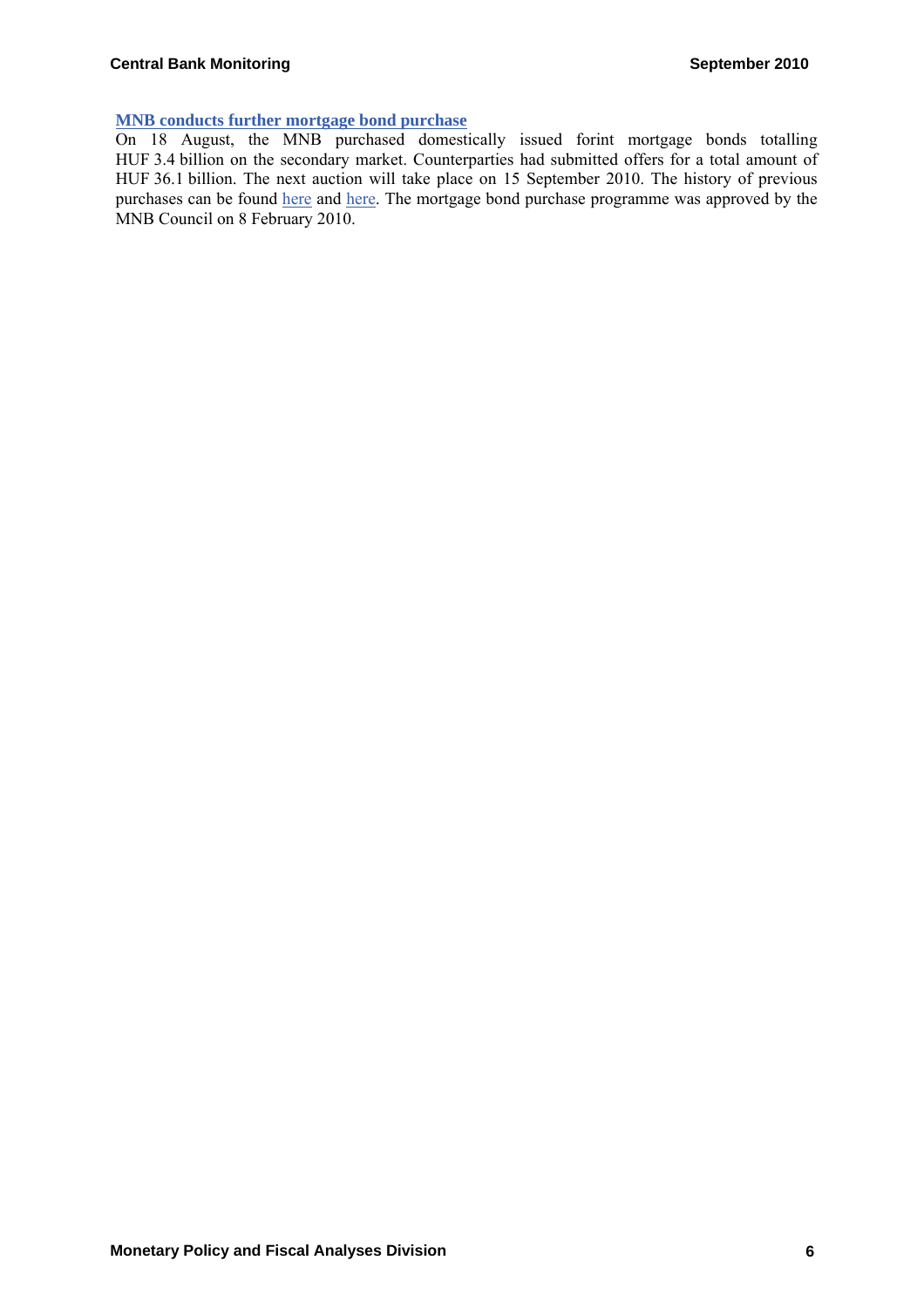### MNB conducts further mortgage bond purchase

On 18 August, the MNB purchased domestically issued forint mortgage bonds totalling HUF 3.4 billion on the secondary market. Counterparties had submitted offers for a total amount of HUF 36.1 billion. The next auction will take place on 15 September 2010. The history of previous purchases can be found here and here. The mortgage bond purchase programme was approved by the MNB Council on 8 February 2010.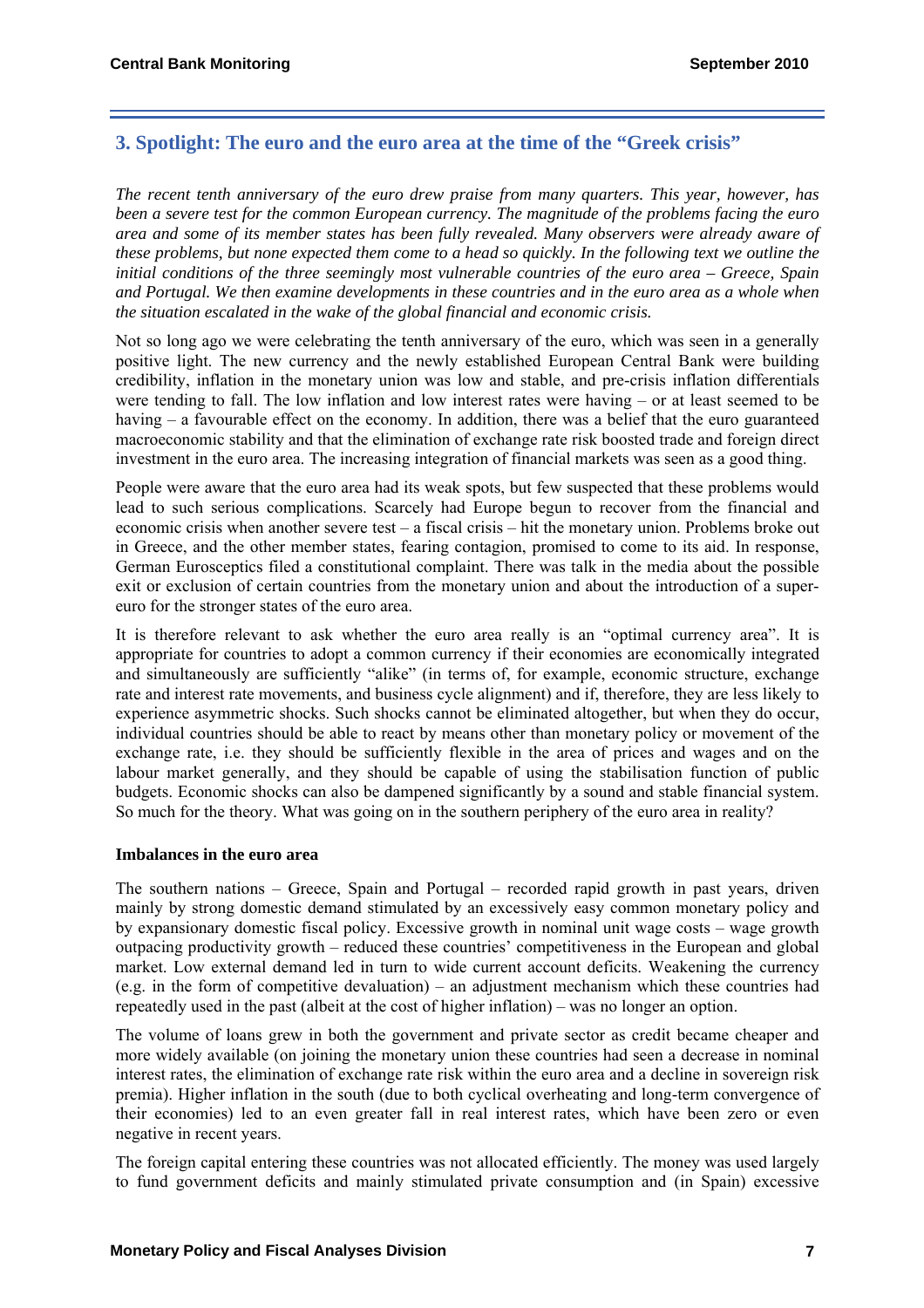## 3. Spotlight: The euro and the euro area at the time of the "Greek crisis"

*The recent tenth anniversary of the euro drew praise from many quarters. This year, however, has been a severe test for the common European currency. The magnitude of the problems facing the euro area and some of its member states has been fully revealed. Many observers were already aware of these problems, but none expected them come to a head so quickly. In the following text we outline the initial conditions of the three seemingly most vulnerable countries of the euro area – Greece, Spain and Portugal. We then examine developments in these countries and in the euro area as a whole when the situation escalated in the wake of the global financial and economic crisis.*

Not so long ago we were celebrating the tenth anniversary of the euro, which was seen in a generally positive light. The new currency and the newly established European Central Bank were building credibility, inflation in the monetary union was low and stable, and pre-crisis inflation differentials were tending to fall. The low inflation and low interest rates were having – or at least seemed to be having – a favourable effect on the economy. In addition, there was a belief that the euro guaranteed macroeconomic stability and that the elimination of exchange rate risk boosted trade and foreign direct investment in the euro area. The increasing integration of financial markets was seen as a good thing.

People were aware that the euro area had its weak spots, but few suspected that these problems would lead to such serious complications. Scarcely had Europe begun to recover from the financial and economic crisis when another severe test – a fiscal crisis – hit the monetary union. Problems broke out in Greece, and the other member states, fearing contagion, promised to come to its aid. In response, German Eurosceptics filed a constitutional complaint. There was talk in the media about the possible exit or exclusion of certain countries from the monetary union and about the introduction of a super-euro for the stronger states of the euro area.

It is therefore relevant to ask whether the euro area really is an "optimal currency area". It is appropriate for countries to adopt a common currency if their economies are economically integrated and simultaneously are sufficiently "alike" (in terms of, for example, economic structure, exchange rate and interest rate movements, and business cycle alignment) and if, therefore, they are less likely to experience asymmetric shocks. Such shocks cannot be eliminated altogether, but when they do occur, individual countries should be able to react by means other than monetary policy or movement of the exchange rate, i.e. they should be sufficiently flexible in the area of prices and wages and on the labour market generally, and they should be capable of using the stabilisation function of public budgets. Economic shocks can also be dampened significantly by a sound and stable financial system. So much for the theory. What was going on in the southern periphery of the euro area in reality?

**Imbalances in the euro area**

The southern nations – Greece, Spain and Portugal – recorded rapid growth in past years, driven mainly by strong domestic demand stimulated by an excessively easy common monetary policy and by expansionary domestic fiscal policy. Excessive growth in nominal unit wage costs – wage growth outpacing productivity growth – reduced these countries' competitiveness in the European and global market. Low external demand led in turn to wide current account deficits. Weakening the currency (e.g. in the form of competitive devaluation) – an adjustment mechanism which these countries had repeatedly used in the past (albeit at the cost of higher inflation) – was no longer an option.

The volume of loans grew in both the government and private sector as credit became cheaper and more widely available (on joining the monetary union these countries had seen a decrease in nominal interest rates, the elimination of exchange rate risk within the euro area and a decline in sovereign risk premia). Higher inflation in the south (due to both cyclical overheating and long-term convergence of their economies) led to an even greater fall in real interest rates, which have been zero or even negative in recent years.

The foreign capital entering these countries was not allocated efficiently. The money was used largely to fund government deficits and mainly stimulated private consumption and (in Spain) excessive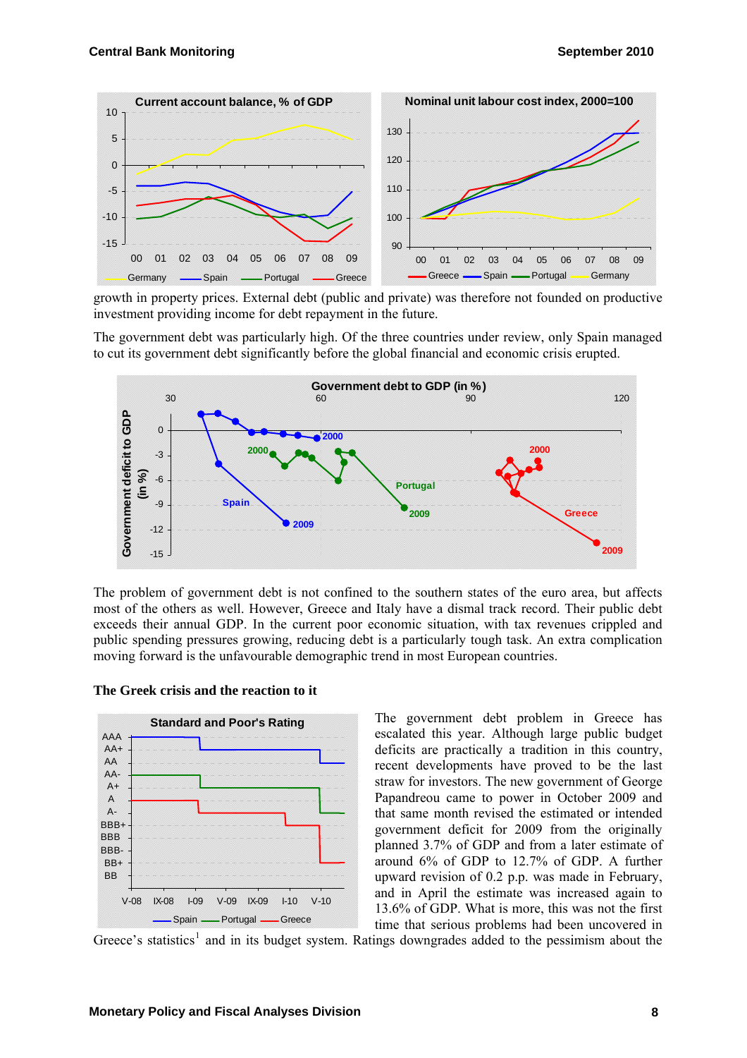growth in property prices. External debt (public and private) was therefore not founded on productive investment providing income for debt repayment in the future.

The government debt was particularly high. Of the three countries under review, only Spain managed to cut its government debt significantly before the global financial and economic crisis erupted.

The problem of government debt is not confined to the southern states of the euro area, but affects most of the others as well. However, Greece and Italy have a dismal track record. Their public debt exceeds their annual GDP. In the current poor economic situation, with tax revenues crippled and public spending pressures growing, reducing debt is a particularly tough task. An extra complication moving forward is the unfavourable demographic trend in most European countries.

**The Greek crisis and the reaction to it**

The government debt problem in Greece has escalated this year. Although large public budget deficits are practically a tradition in this country, recent developments have proved to be the last straw for investors. The new government of George Papandreou came to power in October 2009 and that same month revised the estimated or intended government deficit for 2009 from the originally planned 3.7% of GDP and from a later estimate of around 6% of GDP to 12.7% of GDP. A further upward revision of 0.2 p.p. was made in February, and in April the estimate was increased again to 13.6% of GDP. What is more, this was not the first time that serious problems had been uncovered in Greece's statistics[1] and in its budget system. Ratings downgrades added to the pessimism about the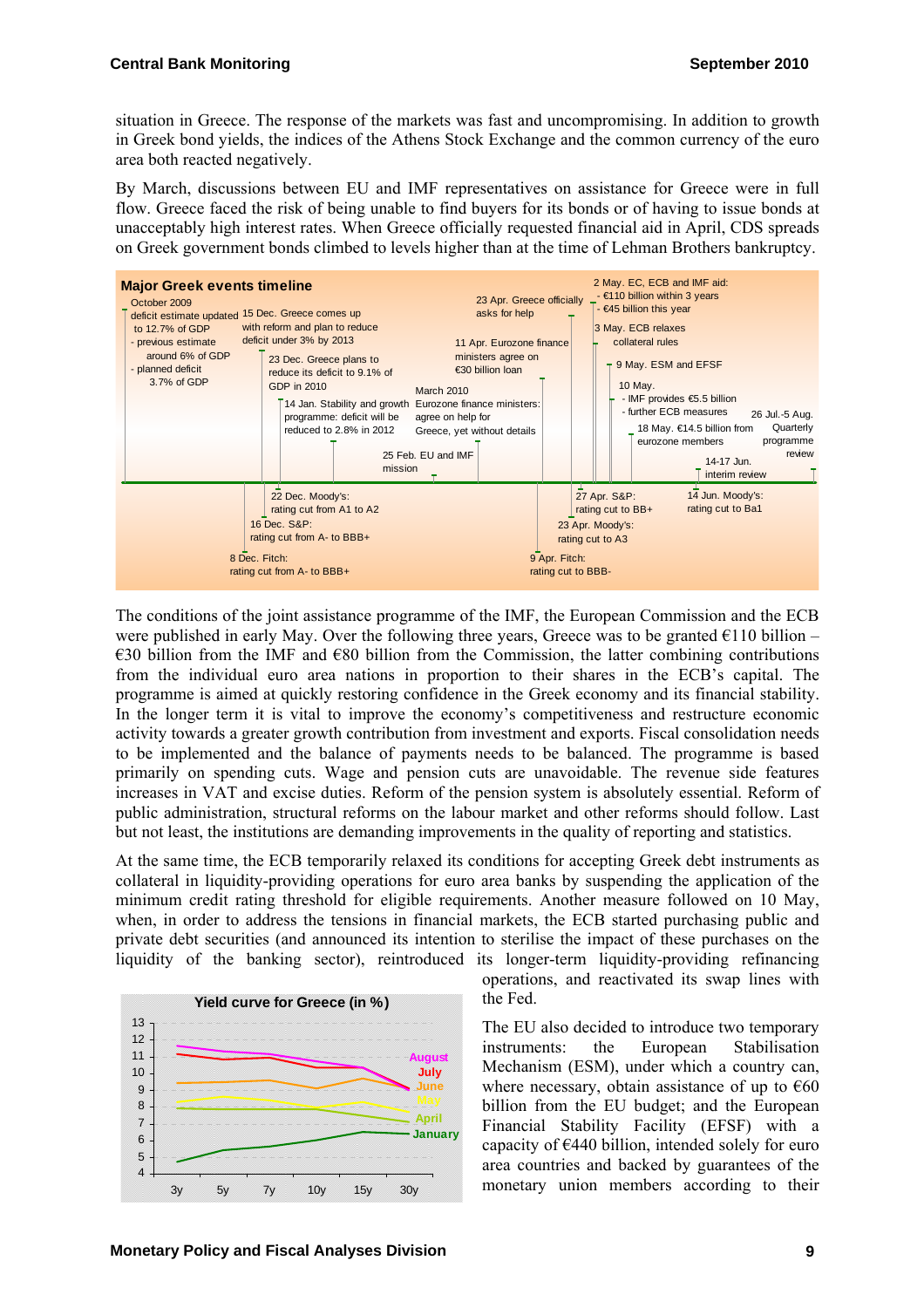situation in Greece. The response of the markets was fast and uncompromising. In addition to growth in Greek bond yields, the indices of the Athens Stock Exchange and the common currency of the euro area both reacted negatively.

By March, discussions between EU and IMF representatives on assistance for Greece were in full flow. Greece faced the risk of being unable to find buyers for its bonds or of having to issue bonds at unacceptably high interest rates. When Greece officially requested financial aid in April, CDS spreads on Greek government bonds climbed to levels higher than at the time of Lehman Brothers bankruptcy.

**Major Greek events timeline**

- October 2009 deficit estimate updated to 12.7% of GDP - previous estimate around 6% of GDP - planned deficit 3.7% of GDP
- 8 Dec. Fitch: rating cut from A- to BBB+
- 15 Dec. Greece comes up with reform and plan to reduce deficit under 3% by 2013
- 16 Dec. S&P: rating cut from A- to BBB+
- 22 Dec. Moody's: rating cut from A1 to A2
- 23 Dec. Greece plans to reduce its deficit to 9.1% of GDP in 2010
- 14 Jan. Stability and growth programme: deficit will be reduced to 2.8% in 2012
- 25 Feb. EU and IMF mission
- March 2010 Eurozone finance ministers: agree on help for Greece, yet without details
- 9 Apr. Fitch: rating cut to BBB-
- 11 Apr. Eurozone finance ministers agree on €30 billion loan
- 23 Apr. Greece officially asks for help
- 23 Apr. Moody's: rating cut to A3
- 27 Apr. S&P: rating cut to BB+
- 2 May. EC, ECB and IMF aid: - €110 billion within 3 years - €45 billion this year
- 3 May. ECB relaxes collateral rules
- 9 May. ESM and EFSF
- 10 May. - IMF provides €5.5 billion - further ECB measures
- 18 May. €14.5 billion from eurozone members
- 14 Jun. Moody's: rating cut to Ba1
- 14-17 Jun. interim review
- 26 Jul.-5 Aug. Quarterly programme review

The conditions of the joint assistance programme of the IMF, the European Commission and the ECB were published in early May. Over the following three years, Greece was to be granted €110 billion – €30 billion from the IMF and €80 billion from the Commission, the latter combining contributions from the individual euro area nations in proportion to their shares in the ECB's capital. The programme is aimed at quickly restoring confidence in the Greek economy and its financial stability. In the longer term it is vital to improve the economy's competitiveness and restructure economic activity towards a greater growth contribution from investment and exports. Fiscal consolidation needs to be implemented and the balance of payments needs to be balanced. The programme is based primarily on spending cuts. Wage and pension cuts are unavoidable. The revenue side features increases in VAT and excise duties. Reform of the pension system is absolutely essential. Reform of public administration, structural reforms on the labour market and other reforms should follow. Last but not least, the institutions are demanding improvements in the quality of reporting and statistics.

At the same time, the ECB temporarily relaxed its conditions for accepting Greek debt instruments as collateral in liquidity-providing operations for euro area banks by suspending the application of the minimum credit rating threshold for eligible requirements. Another measure followed on 10 May, when, in order to address the tensions in financial markets, the ECB started purchasing public and private debt securities (and announced its intention to sterilise the impact of these purchases on the liquidity of the banking sector), reintroduced its longer-term liquidity-providing refinancing operations, and reactivated its swap lines with the Fed.

**Yield curve for Greece (in %)**

(Chart: maturities 3y, 5y, 7y, 10y, 15y, 30y; series August, July, June, May, April, January)

The EU also decided to introduce two temporary instruments: the European Stabilisation Mechanism (ESM), under which a country can, where necessary, obtain assistance of up to €60 billion from the EU budget; and the European Financial Stability Facility (EFSF) with a capacity of €440 billion, intended solely for euro area countries and backed by guarantees of the monetary union members according to their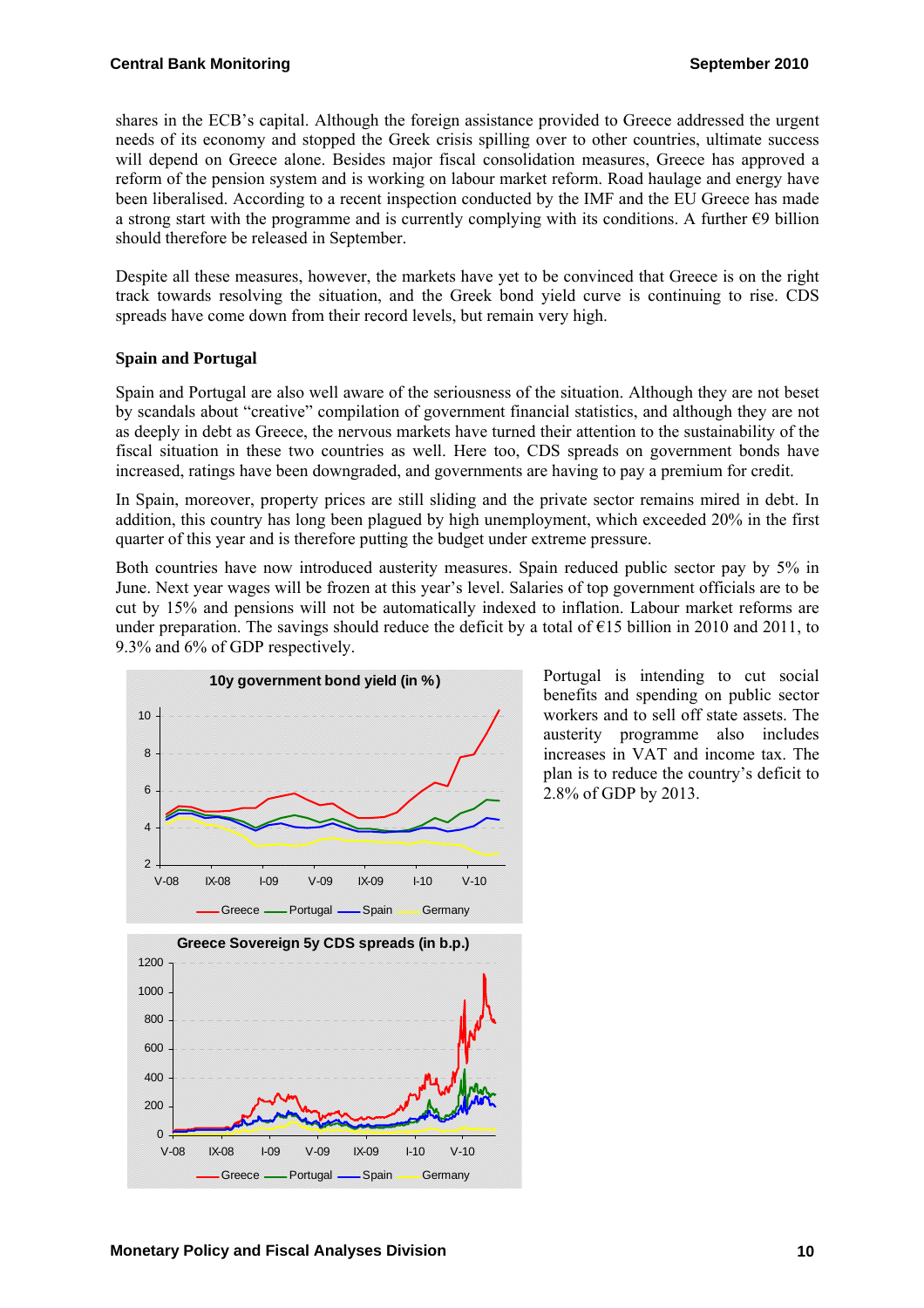shares in the ECB's capital. Although the foreign assistance provided to Greece addressed the urgent needs of its economy and stopped the Greek crisis spilling over to other countries, ultimate success will depend on Greece alone. Besides major fiscal consolidation measures, Greece has approved a reform of the pension system and is working on labour market reform. Road haulage and energy have been liberalised. According to a recent inspection conducted by the IMF and the EU Greece has made a strong start with the programme and is currently complying with its conditions. A further €9 billion should therefore be released in September.

Despite all these measures, however, the markets have yet to be convinced that Greece is on the right track towards resolving the situation, and the Greek bond yield curve is continuing to rise. CDS spreads have come down from their record levels, but remain very high.

### Spain and Portugal

Spain and Portugal are also well aware of the seriousness of the situation. Although they are not beset by scandals about "creative" compilation of government financial statistics, and although they are not as deeply in debt as Greece, the nervous markets have turned their attention to the sustainability of the fiscal situation in these two countries as well. Here too, CDS spreads on government bonds have increased, ratings have been downgraded, and governments are having to pay a premium for credit.

In Spain, moreover, property prices are still sliding and the private sector remains mired in debt. In addition, this country has long been plagued by high unemployment, which exceeded 20% in the first quarter of this year and is therefore putting the budget under extreme pressure.

Both countries have now introduced austerity measures. Spain reduced public sector pay by 5% in June. Next year wages will be frozen at this year's level. Salaries of top government officials are to be cut by 15% and pensions will not be automatically indexed to inflation. Labour market reforms are under preparation. The savings should reduce the deficit by a total of €15 billion in 2010 and 2011, to 9.3% and 6% of GDP respectively.

Portugal is intending to cut social benefits and spending on public sector workers and to sell off state assets. The austerity programme also includes increases in VAT and income tax. The plan is to reduce the country's deficit to 2.8% of GDP by 2013.

**10y government bond yield (in %)**

**Greece Sovereign 5y CDS spreads (in b.p.)**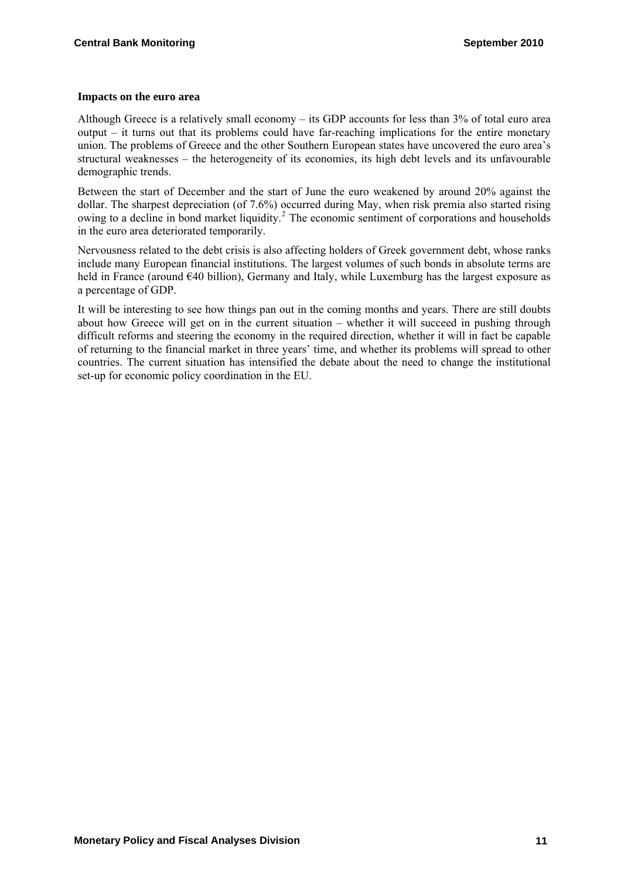**Impacts on the euro area**

Although Greece is a relatively small economy – its GDP accounts for less than 3% of total euro area output – it turns out that its problems could have far-reaching implications for the entire monetary union. The problems of Greece and the other Southern European states have uncovered the euro area's structural weaknesses – the heterogeneity of its economies, its high debt levels and its unfavourable demographic trends.

Between the start of December and the start of June the euro weakened by around 20% against the dollar. The sharpest depreciation (of 7.6%) occurred during May, when risk premia also started rising owing to a decline in bond market liquidity.[2] The economic sentiment of corporations and households in the euro area deteriorated temporarily.

Nervousness related to the debt crisis is also affecting holders of Greek government debt, whose ranks include many European financial institutions. The largest volumes of such bonds in absolute terms are held in France (around €40 billion), Germany and Italy, while Luxemburg has the largest exposure as a percentage of GDP.

It will be interesting to see how things pan out in the coming months and years. There are still doubts about how Greece will get on in the current situation – whether it will succeed in pushing through difficult reforms and steering the economy in the required direction, whether it will in fact be capable of returning to the financial market in three years' time, and whether its problems will spread to other countries. The current situation has intensified the debate about the need to change the institutional set-up for economic policy coordination in the EU.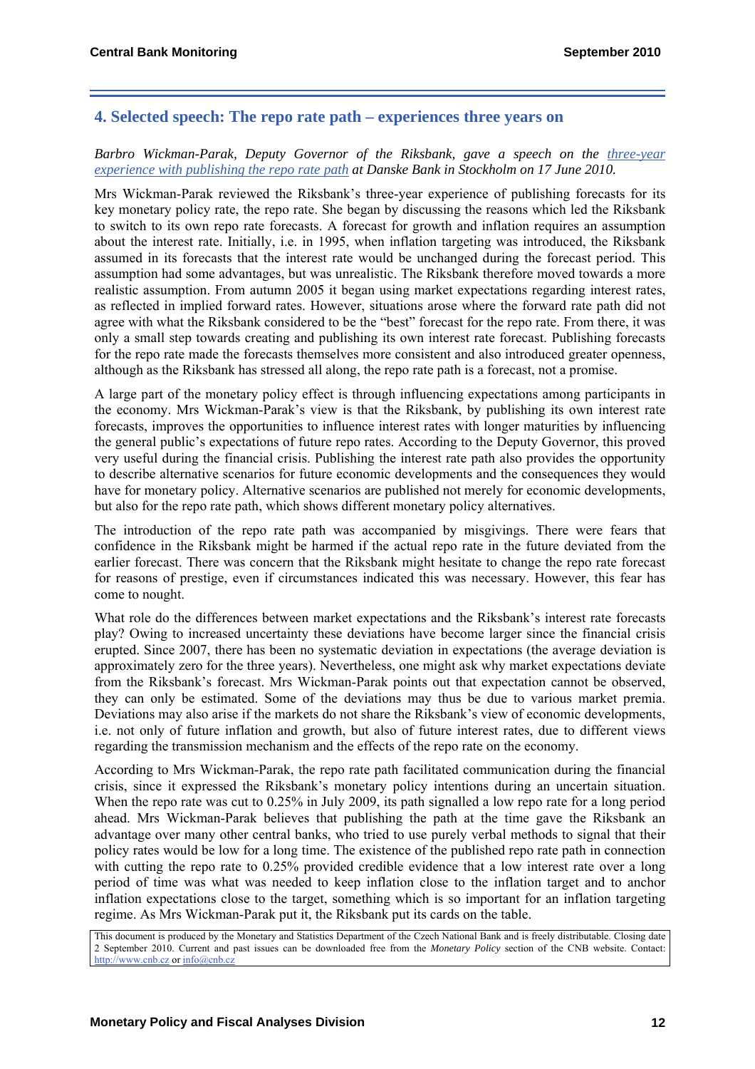## 4. Selected speech: The repo rate path – experiences three years on

*Barbro Wickman-Parak, Deputy Governor of the Riksbank, gave a speech on the [three-year experience with publishing the repo rate path]() at Danske Bank in Stockholm on 17 June 2010.*

Mrs Wickman-Parak reviewed the Riksbank's three-year experience of publishing forecasts for its key monetary policy rate, the repo rate. She began by discussing the reasons which led the Riksbank to switch to its own repo rate forecasts. A forecast for growth and inflation requires an assumption about the interest rate. Initially, i.e. in 1995, when inflation targeting was introduced, the Riksbank assumed in its forecasts that the interest rate would be unchanged during the forecast period. This assumption had some advantages, but was unrealistic. The Riksbank therefore moved towards a more realistic assumption. From autumn 2005 it began using market expectations regarding interest rates, as reflected in implied forward rates. However, situations arose where the forward rate path did not agree with what the Riksbank considered to be the "best" forecast for the repo rate. From there, it was only a small step towards creating and publishing its own interest rate forecast. Publishing forecasts for the repo rate made the forecasts themselves more consistent and also introduced greater openness, although as the Riksbank has stressed all along, the repo rate path is a forecast, not a promise.

A large part of the monetary policy effect is through influencing expectations among participants in the economy. Mrs Wickman-Parak's view is that the Riksbank, by publishing its own interest rate forecasts, improves the opportunities to influence interest rates with longer maturities by influencing the general public's expectations of future repo rates. According to the Deputy Governor, this proved very useful during the financial crisis. Publishing the interest rate path also provides the opportunity to describe alternative scenarios for future economic developments and the consequences they would have for monetary policy. Alternative scenarios are published not merely for economic developments, but also for the repo rate path, which shows different monetary policy alternatives.

The introduction of the repo rate path was accompanied by misgivings. There were fears that confidence in the Riksbank might be harmed if the actual repo rate in the future deviated from the earlier forecast. There was concern that the Riksbank might hesitate to change the repo rate forecast for reasons of prestige, even if circumstances indicated this was necessary. However, this fear has come to nought.

What role do the differences between market expectations and the Riksbank's interest rate forecasts play? Owing to increased uncertainty these deviations have become larger since the financial crisis erupted. Since 2007, there has been no systematic deviation in expectations (the average deviation is approximately zero for the three years). Nevertheless, one might ask why market expectations deviate from the Riksbank's forecast. Mrs Wickman-Parak points out that expectation cannot be observed, they can only be estimated. Some of the deviations may thus be due to various market premia. Deviations may also arise if the markets do not share the Riksbank's view of economic developments, i.e. not only of future inflation and growth, but also of future interest rates, due to different views regarding the transmission mechanism and the effects of the repo rate on the economy.

According to Mrs Wickman-Parak, the repo rate path facilitated communication during the financial crisis, since it expressed the Riksbank's monetary policy intentions during an uncertain situation. When the repo rate was cut to 0.25% in July 2009, its path signalled a low repo rate for a long period ahead. Mrs Wickman-Parak believes that publishing the path at the time gave the Riksbank an advantage over many other central banks, who tried to use purely verbal methods to signal that their policy rates would be low for a long time. The existence of the published repo rate path in connection with cutting the repo rate to 0.25% provided credible evidence that a low interest rate over a long period of time was what was needed to keep inflation close to the inflation target and to anchor inflation expectations close to the target, something which is so important for an inflation targeting regime. As Mrs Wickman-Parak put it, the Riksbank put its cards on the table.

This document is produced by the Monetary and Statistics Department of the Czech National Bank and is freely distributable. Closing date 2 September 2010. Current and past issues can be downloaded free from the *Monetary Policy* section of the CNB website. Contact: http://www.cnb.cz or info@cnb.cz